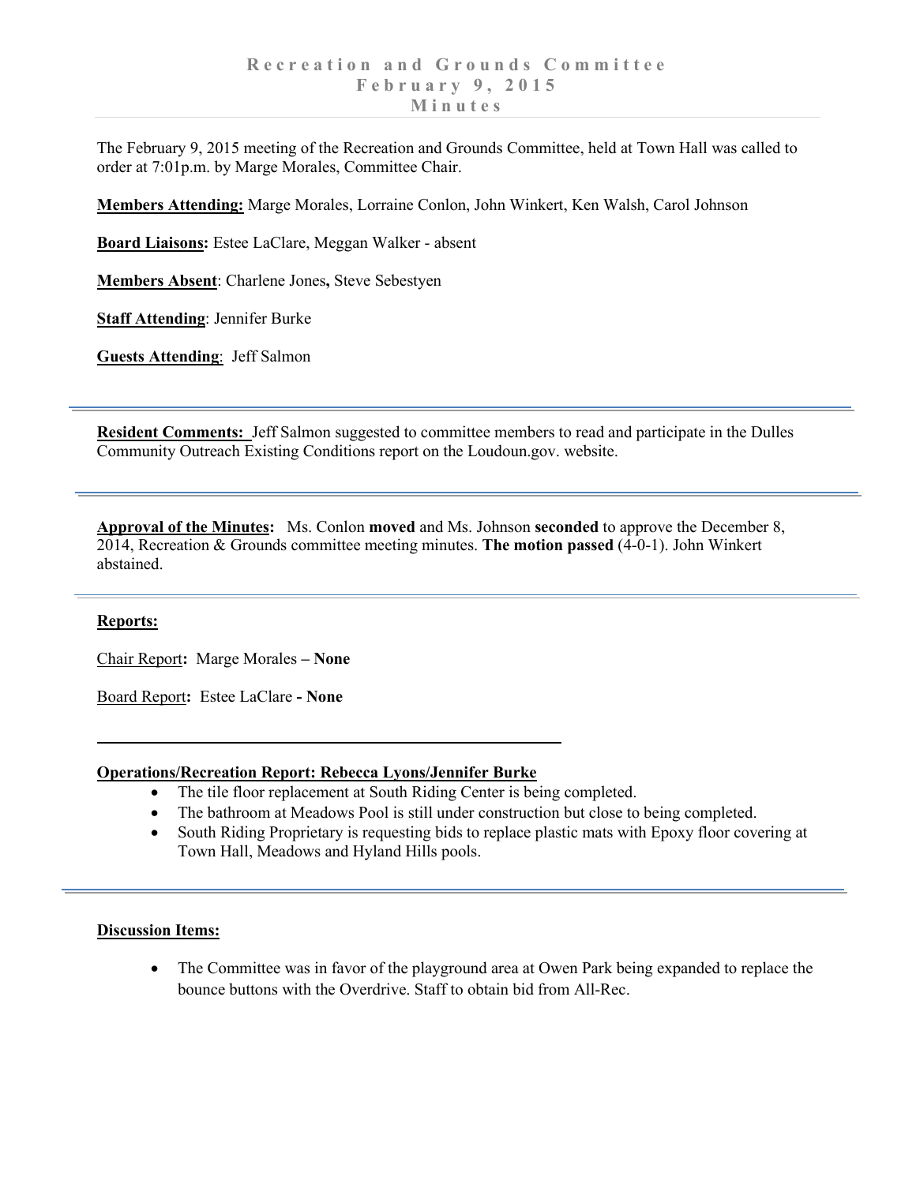# Recreation and Grounds Committee
# February 9, 2015
# Minutes

The February 9, 2015 meeting of the Recreation and Grounds Committee, held at Town Hall was called to order at 7:01p.m. by Marge Morales, Committee Chair.

**Members Attending:** Marge Morales, Lorraine Conlon, John Winkert, Ken Walsh, Carol Johnson

**Board Liaisons:** Estee LaClare, Meggan Walker - absent

**Members Absent**: Charlene Jones**,** Steve Sebestyen

**Staff Attending**: Jennifer Burke

**Guests Attending**: Jeff Salmon

---

**Resident Comments:** Jeff Salmon suggested to committee members to read and participate in the Dulles Community Outreach Existing Conditions report on the Loudoun.gov. website.

---

**Approval of the Minutes:** Ms. Conlon **moved** and Ms. Johnson **seconded** to approve the December 8, 2014, Recreation & Grounds committee meeting minutes. **The motion passed** (4-0-1). John Winkert abstained.

---

**Reports:**

Chair Report**:** Marge Morales **– None**

Board Report**:** Estee LaClare **- None**

---

**Operations/Recreation Report: Rebecca Lyons/Jennifer Burke**

- The tile floor replacement at South Riding Center is being completed.
- The bathroom at Meadows Pool is still under construction but close to being completed.
- South Riding Proprietary is requesting bids to replace plastic mats with Epoxy floor covering at Town Hall, Meadows and Hyland Hills pools.

---

**Discussion Items:**

- The Committee was in favor of the playground area at Owen Park being expanded to replace the bounce buttons with the Overdrive. Staff to obtain bid from All-Rec.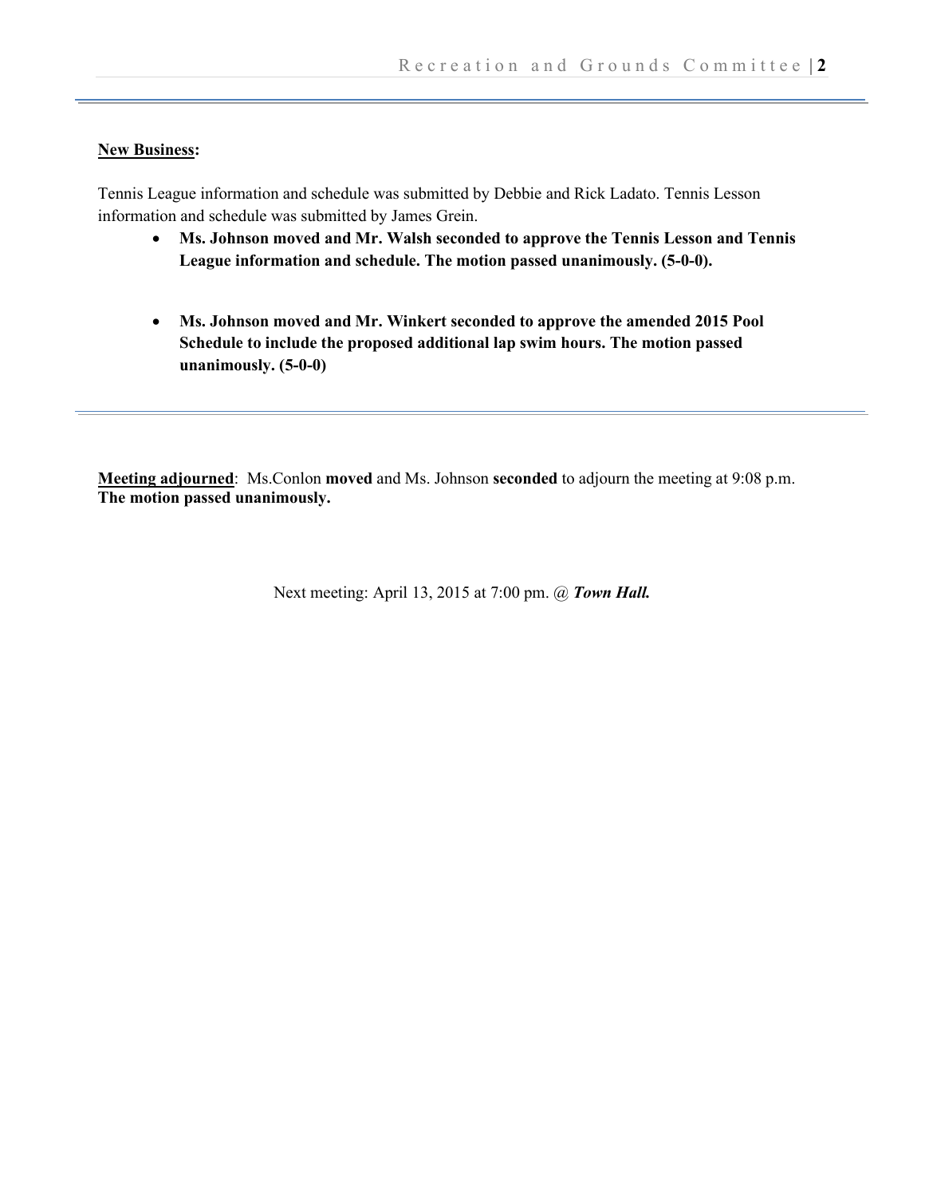**New Business:**

Tennis League information and schedule was submitted by Debbie and Rick Ladato. Tennis Lesson information and schedule was submitted by James Grein.

- **Ms. Johnson moved and Mr. Walsh seconded to approve the Tennis Lesson and Tennis League information and schedule. The motion passed unanimously. (5-0-0).**

- **Ms. Johnson moved and Mr. Winkert seconded to approve the amended 2015 Pool Schedule to include the proposed additional lap swim hours. The motion passed unanimously. (5-0-0)**

---

**Meeting adjourned**: Ms.Conlon **moved** and Ms. Johnson **seconded** to adjourn the meeting at 9:08 p.m. **The motion passed unanimously.**

Next meeting: April 13, 2015 at 7:00 pm. @ ***Town Hall.***